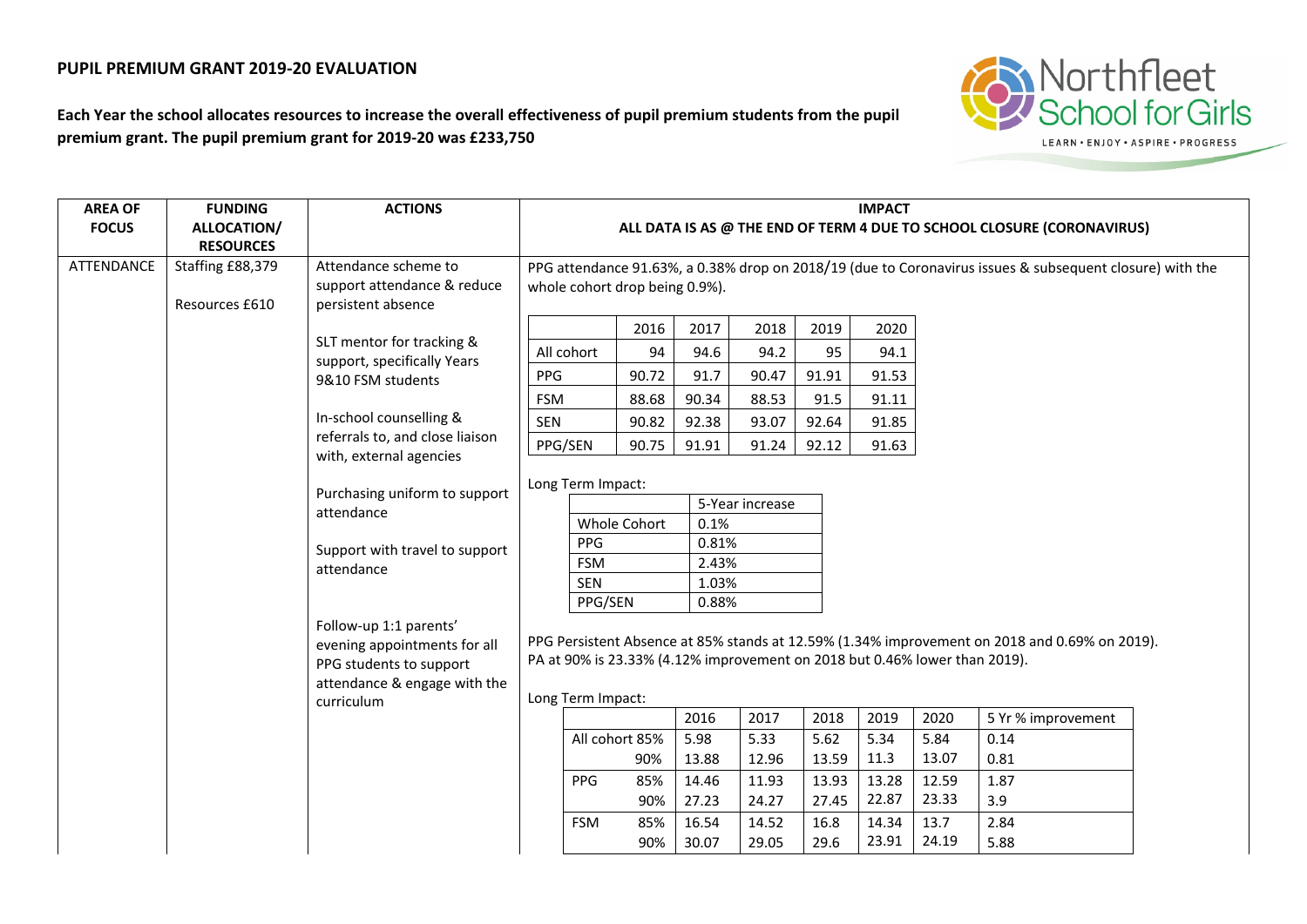**PUPIL PREMIUM GRANT 2019-20 EVALUATION**

**Each Year the school allocates resources to increase the overall effectiveness of pupil premium students from the pupil premium grant. The pupil premium grant for 2019-20 was £233,750**

| AREA OF FOCUS | FUNDING ALLOCATION/ RESOURCES | ACTIONS | IMPACT<br>ALL DATA IS AS @ THE END OF TERM 4 DUE TO SCHOOL CLOSURE (CORONAVIRUS) |
|---|---|---|---|
| ATTENDANCE | Staffing £88,379<br><br>Resources £610 | Attendance scheme to support attendance & reduce persistent absence<br><br>SLT mentor for tracking & support, specifically Years 9&10 FSM students<br><br>In-school counselling & referrals to, and close liaison with, external agencies<br><br>Purchasing uniform to support attendance<br><br>Support with travel to support attendance<br><br>Follow-up 1:1 parents' evening appointments for all PPG students to support attendance & engage with the curriculum | PPG attendance 91.63%, a 0.38% drop on 2018/19 (due to Coronavirus issues & subsequent closure) with the whole cohort drop being 0.9%). |

| | 2016 | 2017 | 2018 | 2019 | 2020 |
|---|---|---|---|---|---|
| All cohort | 94 | 94.6 | 94.2 | 95 | 94.1 |
| PPG | 90.72 | 91.7 | 90.47 | 91.91 | 91.53 |
| FSM | 88.68 | 90.34 | 88.53 | 91.5 | 91.11 |
| SEN | 90.82 | 92.38 | 93.07 | 92.64 | 91.85 |
| PPG/SEN | 90.75 | 91.91 | 91.24 | 92.12 | 91.63 |

Long Term Impact:

| | 5-Year increase |
|---|---|
| Whole Cohort | 0.1% |
| PPG | 0.81% |
| FSM | 2.43% |
| SEN | 1.03% |
| PPG/SEN | 0.88% |

PPG Persistent Absence at 85% stands at 12.59% (1.34% improvement on 2018 and 0.69% on 2019).
PA at 90% is 23.33% (4.12% improvement on 2018 but 0.46% lower than 2019).

Long Term Impact:

| | | 2016 | 2017 | 2018 | 2019 | 2020 | 5 Yr % improvement |
|---|---|---|---|---|---|---|---|
| All cohort | 85% | 5.98 | 5.33 | 5.62 | 5.34 | 5.84 | 0.14 |
| | 90% | 13.88 | 12.96 | 13.59 | 11.3 | 13.07 | 0.81 |
| PPG | 85% | 14.46 | 11.93 | 13.93 | 13.28 | 12.59 | 1.87 |
| | 90% | 27.23 | 24.27 | 27.45 | 22.87 | 23.33 | 3.9 |
| FSM | 85% | 16.54 | 14.52 | 16.8 | 14.34 | 13.7 | 2.84 |
| | 90% | 30.07 | 29.05 | 29.6 | 23.91 | 24.19 | 5.88 |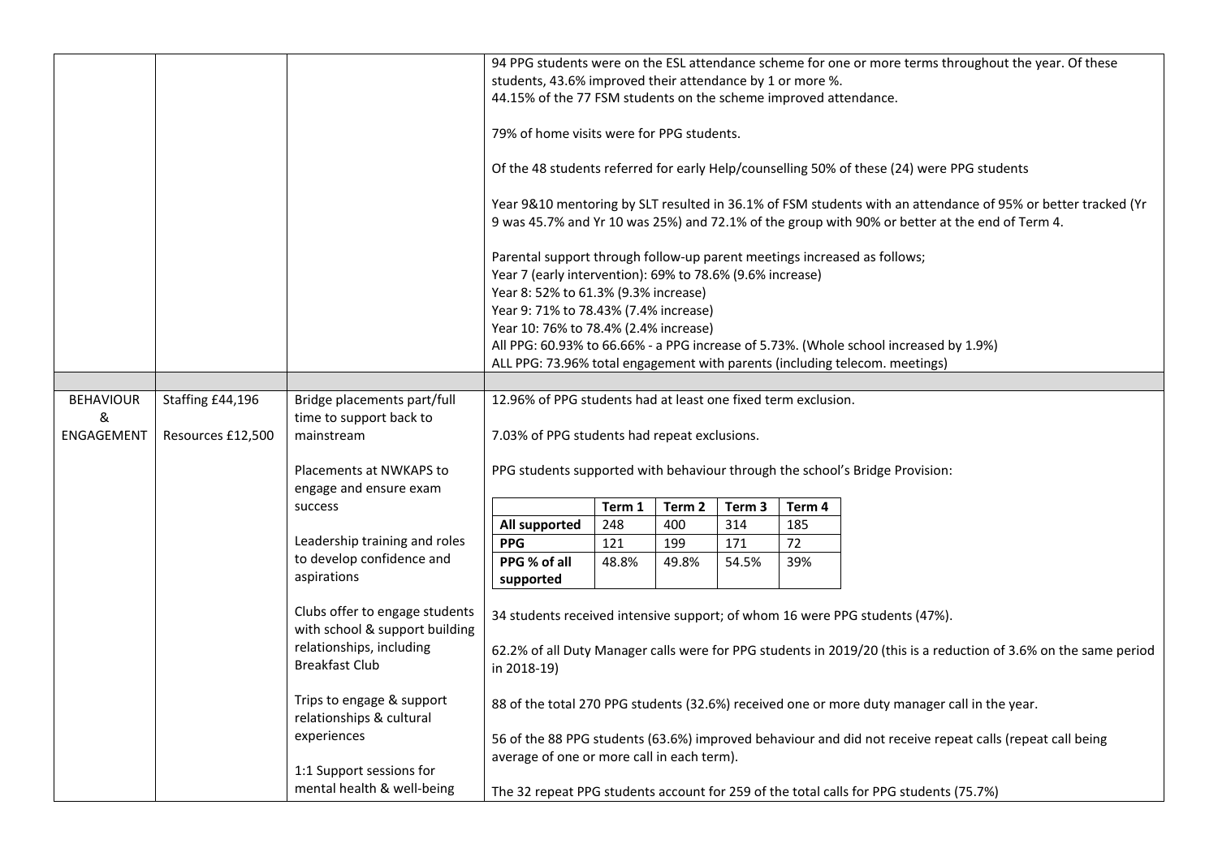| | | | |
|---|---|---|---|
| | | | 94 PPG students were on the ESL attendance scheme for one or more terms throughout the year. Of these students, 43.6% improved their attendance by 1 or more %.<br>44.15% of the 77 FSM students on the scheme improved attendance.<br><br>79% of home visits were for PPG students.<br><br>Of the 48 students referred for early Help/counselling 50% of these (24) were PPG students<br><br>Year 9&10 mentoring by SLT resulted in 36.1% of FSM students with an attendance of 95% or better tracked (Yr 9 was 45.7% and Yr 10 was 25%) and 72.1% of the group with 90% or better at the end of Term 4.<br><br>Parental support through follow-up parent meetings increased as follows;<br>Year 7 (early intervention): 69% to 78.6% (9.6% increase)<br>Year 8: 52% to 61.3% (9.3% increase)<br>Year 9: 71% to 78.43% (7.4% increase)<br>Year 10: 76% to 78.4% (2.4% increase)<br>All PPG: 60.93% to 66.66% - a PPG increase of 5.73%. (Whole school increased by 1.9%)<br>ALL PPG: 73.96% total engagement with parents (including telecom. meetings) |
| | | | |
| BEHAVIOUR & ENGAGEMENT | Staffing £44,196<br><br>Resources £12,500 | Bridge placements part/full time to support back to mainstream<br><br>Placements at NWKAPS to engage and ensure exam success<br><br>Leadership training and roles to develop confidence and aspirations<br><br>Clubs offer to engage students with school & support building relationships, including Breakfast Club<br><br>Trips to engage & support relationships & cultural experiences<br><br>1:1 Support sessions for mental health & well-being | 12.96% of PPG students had at least one fixed term exclusion.<br><br>7.03% of PPG students had repeat exclusions.<br><br>PPG students supported with behaviour through the school's Bridge Provision:<br><br>(see table below)<br><br>34 students received intensive support; of whom 16 were PPG students (47%).<br><br>62.2% of all Duty Manager calls were for PPG students in 2019/20 (this is a reduction of 3.6% on the same period in 2018-19)<br><br>88 of the total 270 PPG students (32.6%) received one or more duty manager call in the year.<br><br>56 of the 88 PPG students (63.6%) improved behaviour and did not receive repeat calls (repeat call being average of one or more call in each term).<br><br>The 32 repeat PPG students account for 259 of the total calls for PPG students (75.7%) |

| | Term 1 | Term 2 | Term 3 | Term 4 |
|---|---|---|---|---|
| **All supported** | 248 | 400 | 314 | 185 |
| **PPG** | 121 | 199 | 171 | 72 |
| **PPG % of all supported** | 48.8% | 49.8% | 54.5% | 39% |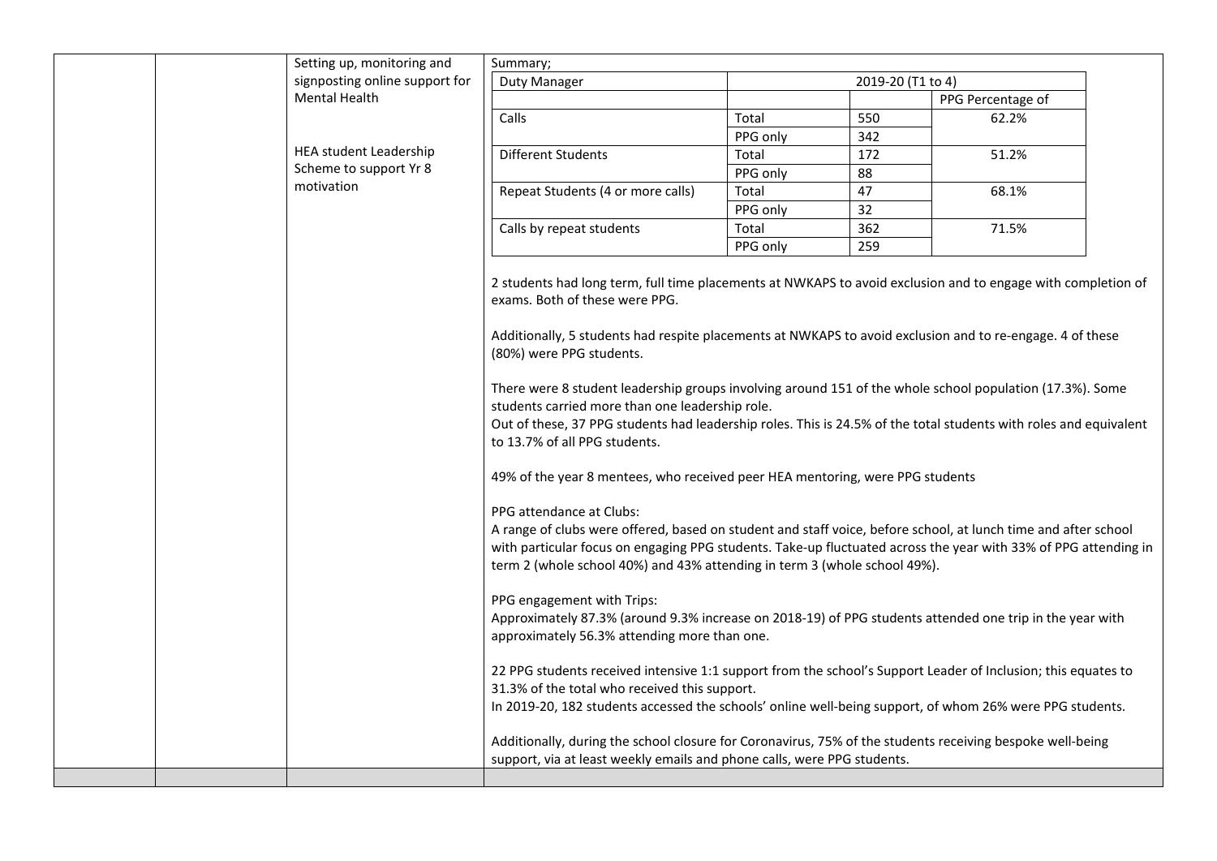| | | | |
|---|---|---|---|
| | | Setting up, monitoring and signposting online support for Mental Health<br><br>HEA student Leadership Scheme to support Yr 8 motivation | Summary; (see table below)<br><br>2 students had long term, full time placements at NWKAPS to avoid exclusion and to engage with completion of exams. Both of these were PPG.<br><br>Additionally, 5 students had respite placements at NWKAPS to avoid exclusion and to re-engage. 4 of these (80%) were PPG students.<br><br>There were 8 student leadership groups involving around 151 of the whole school population (17.3%). Some students carried more than one leadership role.<br>Out of these, 37 PPG students had leadership roles. This is 24.5% of the total students with roles and equivalent to 13.7% of all PPG students.<br><br>49% of the year 8 mentees, who received peer HEA mentoring, were PPG students<br><br>PPG attendance at Clubs:<br>A range of clubs were offered, based on student and staff voice, before school, at lunch time and after school with particular focus on engaging PPG students. Take-up fluctuated across the year with 33% of PPG attending in term 2 (whole school 40%) and 43% attending in term 3 (whole school 49%).<br><br>PPG engagement with Trips:<br>Approximately 87.3% (around 9.3% increase on 2018-19) of PPG students attended one trip in the year with approximately 56.3% attending more than one.<br><br>22 PPG students received intensive 1:1 support from the school's Support Leader of Inclusion; this equates to 31.3% of the total who received this support.<br>In 2019-20, 182 students accessed the schools' online well-being support, of whom 26% were PPG students.<br><br>Additionally, during the school closure for Coronavirus, 75% of the students receiving bespoke well-being support, via at least weekly emails and phone calls, were PPG students. |
| | | | |

| Duty Manager | 2019-20 (T1 to 4) | | |
|---|---|---|---|
| | | | PPG Percentage of |
| Calls | Total | 550 | 62.2% |
| | PPG only | 342 | |
| Different Students | Total | 172 | 51.2% |
| | PPG only | 88 | |
| Repeat Students (4 or more calls) | Total | 47 | 68.1% |
| | PPG only | 32 | |
| Calls by repeat students | Total | 362 | 71.5% |
| | PPG only | 259 | |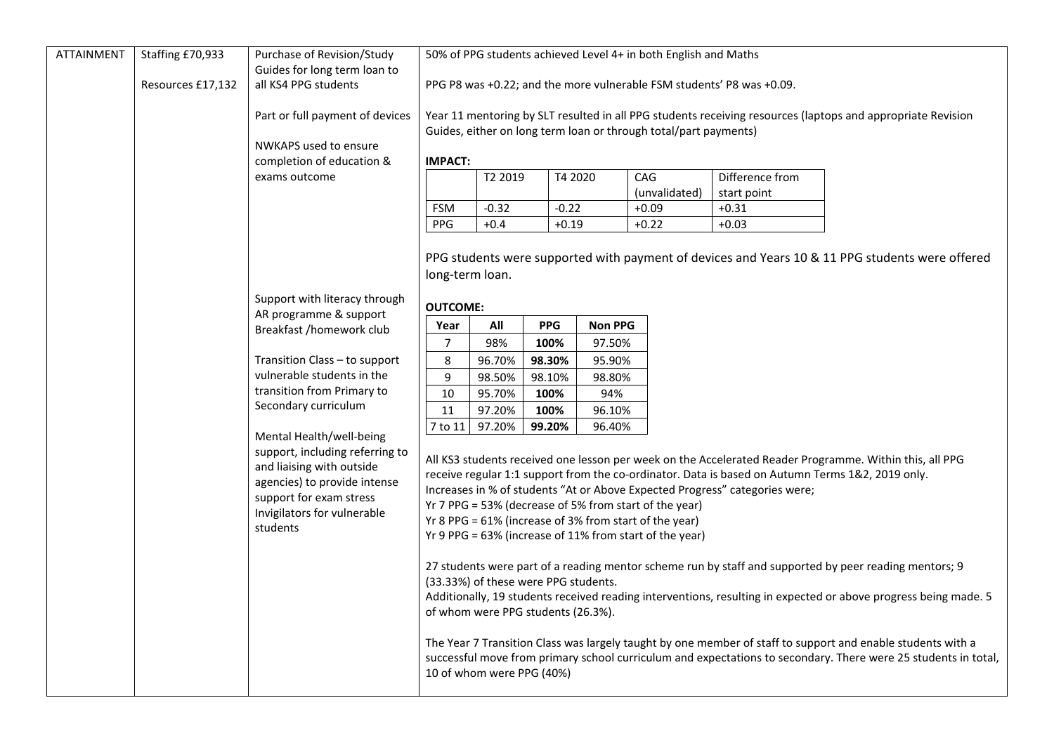| ATTAINMENT | Staffing £70,933<br><br>Resources £17,132 | Purchase of Revision/Study Guides for long term loan to all KS4 PPG students<br><br>Part or full payment of devices<br><br>NWKAPS used to ensure completion of education & exams outcome | 50% of PPG students achieved Level 4+ in both English and Maths<br><br>PPG P8 was +0.22; and the more vulnerable FSM students' P8 was +0.09.<br><br>Year 11 mentoring by SLT resulted in all PPG students receiving resources (laptops and appropriate Revision Guides, either on long term loan or through total/part payments)<br><br>**IMPACT:** (see Table 1 below)<br><br>PPG students were supported with payment of devices and Years 10 & 11 PPG students were offered long-term loan. |
|---|---|---|---|
| | | Support with literacy through AR programme & support Breakfast /homework club<br><br>Transition Class – to support vulnerable students in the transition from Primary to Secondary curriculum<br><br>Mental Health/well-being support, including referring to and liaising with outside agencies) to provide intense support for exam stress<br>Invigilators for vulnerable students | **OUTCOME:** (see Table 2 below)<br><br>All KS3 students received one lesson per week on the Accelerated Reader Programme. Within this, all PPG receive regular 1:1 support from the co-ordinator. Data is based on Autumn Terms 1&2, 2019 only.<br>Increases in % of students "At or Above Expected Progress" categories were;<br>Yr 7 PPG = 53% (decrease of 5% from start of the year)<br>Yr 8 PPG = 61% (increase of 3% from start of the year)<br>Yr 9 PPG = 63% (increase of 11% from start of the year)<br><br>27 students were part of a reading mentor scheme run by staff and supported by peer reading mentors; 9 (33.33%) of these were PPG students.<br>Additionally, 19 students received reading interventions, resulting in expected or above progress being made. 5 of whom were PPG students (26.3%).<br><br>The Year 7 Transition Class was largely taught by one member of staff to support and enable students with a successful move from primary school curriculum and expectations to secondary. There were 25 students in total, 10 of whom were PPG (40%) |

**IMPACT:**

| | T2 2019 | T4 2020 | CAG (unvalidated) | Difference from start point |
|---|---|---|---|---|
| FSM | -0.32 | -0.22 | +0.09 | +0.31 |
| PPG | +0.4 | +0.19 | +0.22 | +0.03 |

**OUTCOME:**

| Year | All | PPG | Non PPG |
|---|---|---|---|
| 7 | 98% | **100%** | 97.50% |
| 8 | 96.70% | **98.30%** | 95.90% |
| 9 | 98.50% | 98.10% | 98.80% |
| 10 | 95.70% | **100%** | 94% |
| 11 | 97.20% | **100%** | 96.10% |
| 7 to 11 | 97.20% | **99.20%** | 96.40% |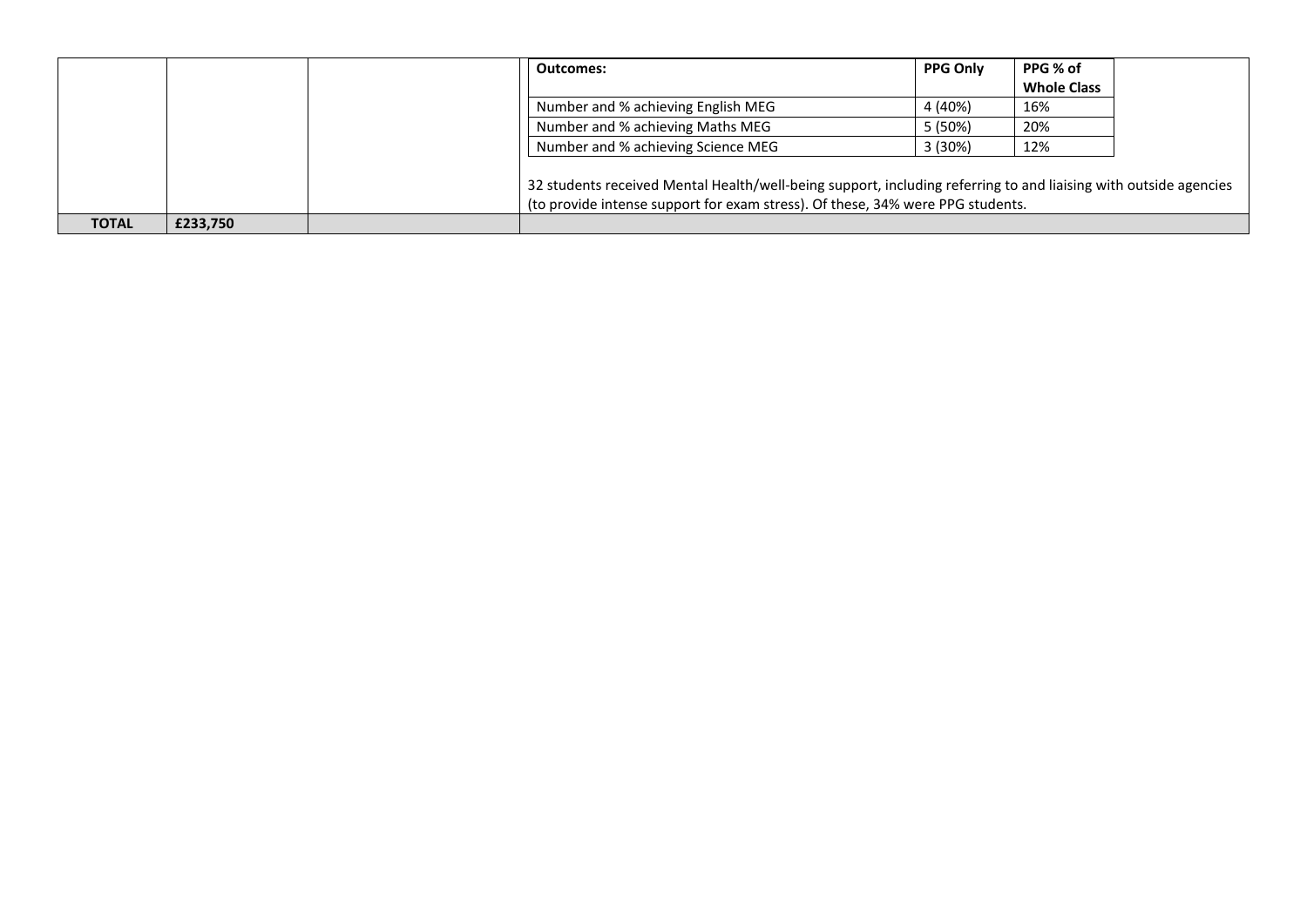| | | | |
|---|---|---|---|
| | | | **Outcomes:** / **PPG Only** / **PPG % of Whole Class** |

| **Outcomes:** | **PPG Only** | **PPG % of Whole Class** |
|---|---|---|
| Number and % achieving English MEG | 4 (40%) | 16% |
| Number and % achieving Maths MEG | 5 (50%) | 20% |
| Number and % achieving Science MEG | 3 (30%) | 12% |

32 students received Mental Health/well-being support, including referring to and liaising with outside agencies (to provide intense support for exam stress). Of these, 34% were PPG students.

| **TOTAL** | **£233,750** | | |
|---|---|---|---|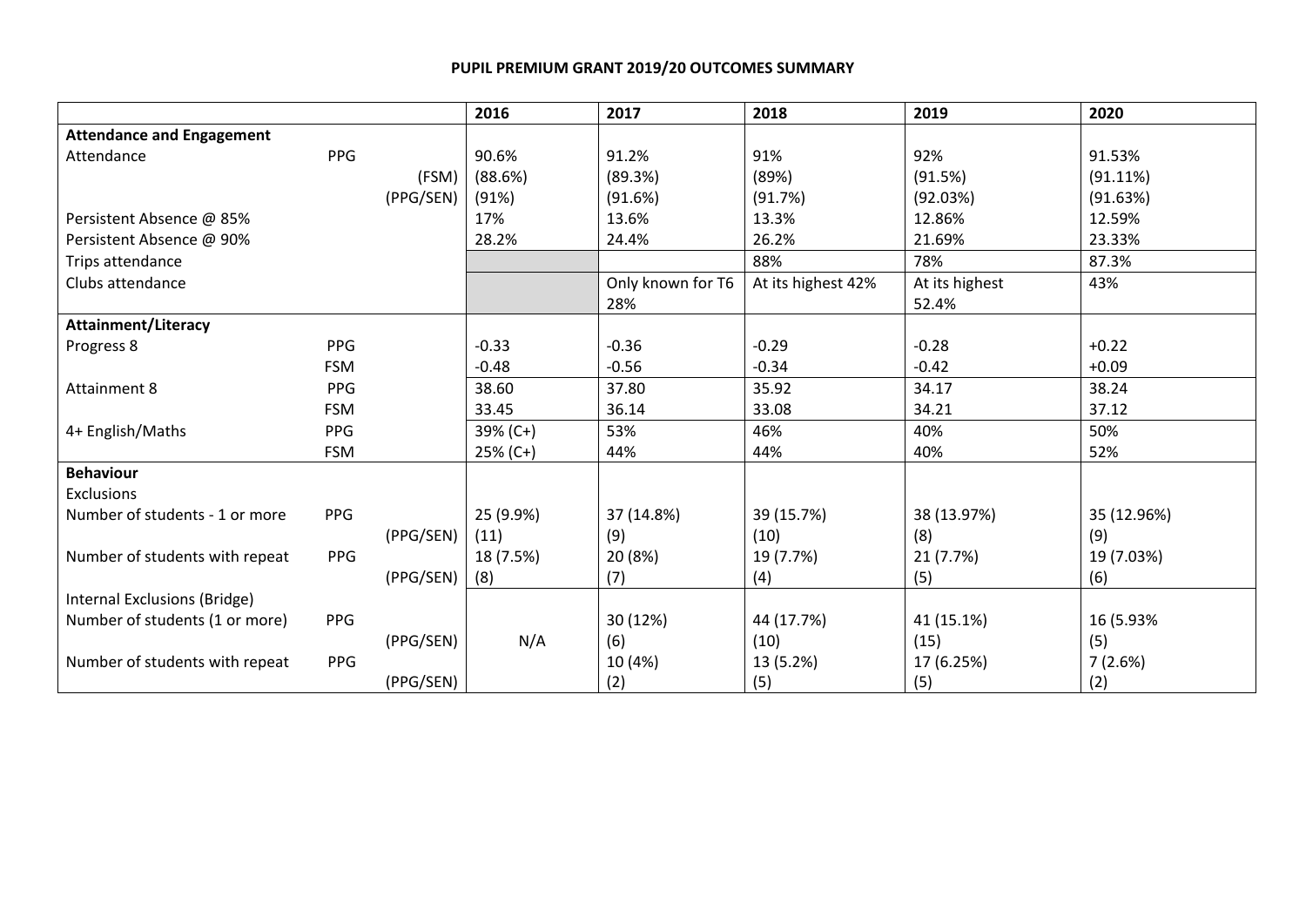**PUPIL PREMIUM GRANT 2019/20 OUTCOMES SUMMARY**

| | | | 2016 | 2017 | 2018 | 2019 | 2020 |
|---|---|---|---|---|---|---|---|
| **Attendance and Engagement** | | | | | | | |
| Attendance | PPG | | 90.6% | 91.2% | 91% | 92% | 91.53% |
| | | (FSM) | (88.6%) | (89.3%) | (89%) | (91.5%) | (91.11%) |
| | | (PPG/SEN) | (91%) | (91.6%) | (91.7%) | (92.03%) | (91.63%) |
| Persistent Absence @ 85% | | | 17% | 13.6% | 13.3% | 12.86% | 12.59% |
| Persistent Absence @ 90% | | | 28.2% | 24.4% | 26.2% | 21.69% | 23.33% |
| Trips attendance | | | | | 88% | 78% | 87.3% |
| Clubs attendance | | | | Only known for T6 28% | At its highest 42% | At its highest 52.4% | 43% |
| **Attainment/Literacy** | | | | | | | |
| Progress 8 | PPG | | -0.33 | -0.36 | -0.29 | -0.28 | +0.22 |
| | FSM | | -0.48 | -0.56 | -0.34 | -0.42 | +0.09 |
| Attainment 8 | PPG | | 38.60 | 37.80 | 35.92 | 34.17 | 38.24 |
| | FSM | | 33.45 | 36.14 | 33.08 | 34.21 | 37.12 |
| 4+ English/Maths | PPG | | 39% (C+) | 53% | 46% | 40% | 50% |
| | FSM | | 25% (C+) | 44% | 44% | 40% | 52% |
| **Behaviour** | | | | | | | |
| Exclusions | | | | | | | |
| Number of students - 1 or more | PPG | | 25 (9.9%) | 37 (14.8%) | 39 (15.7%) | 38 (13.97%) | 35 (12.96%) |
| | | (PPG/SEN) | (11) | (9) | (10) | (8) | (9) |
| Number of students with repeat | PPG | | 18 (7.5%) | 20 (8%) | 19 (7.7%) | 21 (7.7%) | 19 (7.03%) |
| | | (PPG/SEN) | (8) | (7) | (4) | (5) | (6) |
| Internal Exclusions (Bridge) | | | | | | | |
| Number of students (1 or more) | PPG | | | 30 (12%) | 44 (17.7%) | 41 (15.1%) | 16 (5.93% |
| | | (PPG/SEN) | N/A | (6) | (10) | (15) | (5) |
| Number of students with repeat | PPG | | | 10 (4%) | 13 (5.2%) | 17 (6.25%) | 7 (2.6%) |
| | | (PPG/SEN) | | (2) | (5) | (5) | (2) |